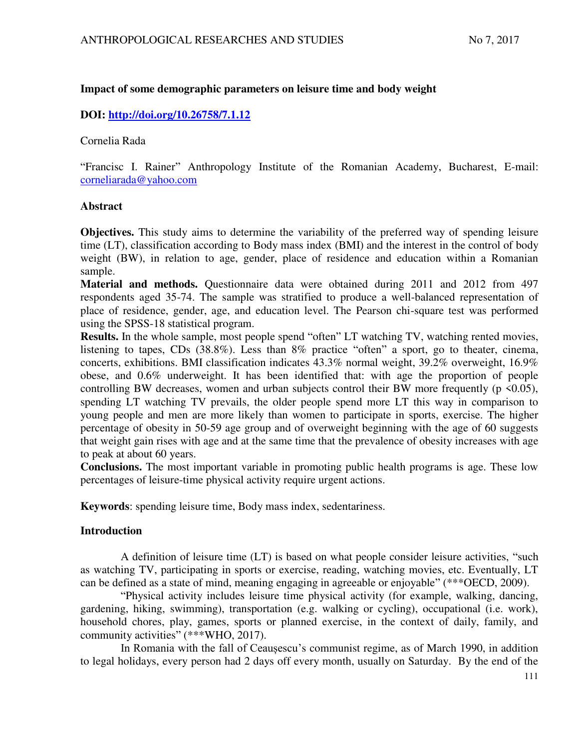**Impact of some demographic parameters on leisure time and body weight**

**DOI: [http://doi.org/10.26758/7.1.12](http://doi.org/10.26758/7.1.12)**

Cornelia Rada

"Francisc I. Rainer" Anthropology Institute of the Romanian Academy, Bucharest, E-mail: corneliarada@yahoo.com

**Abstract**

**Objectives.** This study aims to determine the variability of the preferred way of spending leisure time (LT), classification according to Body mass index (BMI) and the interest in the control of body weight (BW), in relation to age, gender, place of residence and education within a Romanian sample.

**Material and methods.** Questionnaire data were obtained during 2011 and 2012 from 497 respondents aged 35-74. The sample was stratified to produce a well-balanced representation of place of residence, gender, age, and education level. The Pearson chi-square test was performed using the SPSS-18 statistical program.

**Results.** In the whole sample, most people spend "often" LT watching TV, watching rented movies, listening to tapes, CDs (38.8%). Less than 8% practice "often" a sport, go to theater, cinema, concerts, exhibitions. BMI classification indicates 43.3% normal weight, 39.2% overweight, 16.9% obese, and 0.6% underweight. It has been identified that: with age the proportion of people controlling BW decreases, women and urban subjects control their BW more frequently ($p < 0.05$), spending LT watching TV prevails, the older people spend more LT this way in comparison to young people and men are more likely than women to participate in sports, exercise. The higher percentage of obesity in 50-59 age group and of overweight beginning with the age of 60 suggests that weight gain rises with age and at the same time that the prevalence of obesity increases with age to peak at about 60 years.

**Conclusions.** The most important variable in promoting public health programs is age. These low percentages of leisure-time physical activity require urgent actions.

**Keywords**: spending leisure time, Body mass index, sedentariness.

## Introduction

A definition of leisure time (LT) is based on what people consider leisure activities, "such as watching TV, participating in sports or exercise, reading, watching movies, etc. Eventually, LT can be defined as a state of mind, meaning engaging in agreeable or enjoyable" (***OECD, 2009).

"Physical activity includes leisure time physical activity (for example, walking, dancing, gardening, hiking, swimming), transportation (e.g. walking or cycling), occupational (i.e. work), household chores, play, games, sports or planned exercise, in the context of daily, family, and community activities" (***WHO, 2017).

In Romania with the fall of Ceaușescu's communist regime, as of March 1990, in addition to legal holidays, every person had 2 days off every month, usually on Saturday. By the end of the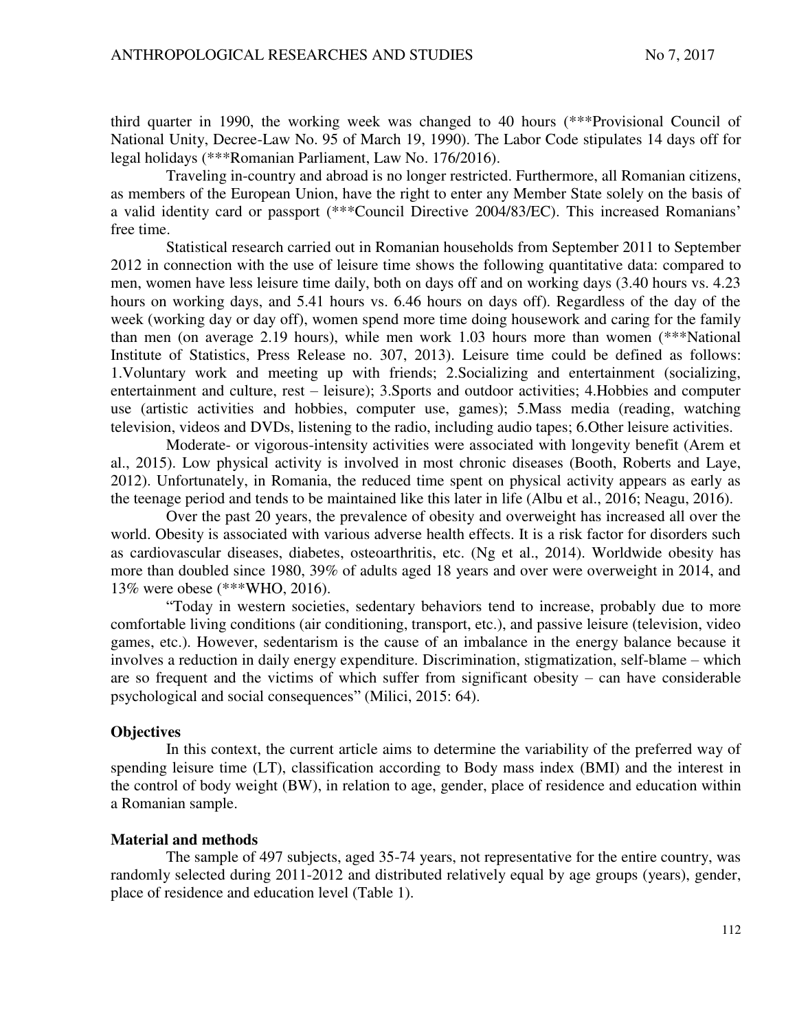third quarter in 1990, the working week was changed to 40 hours (***Provisional Council of National Unity, Decree-Law No. 95 of March 19, 1990). The Labor Code stipulates 14 days off for legal holidays (***Romanian Parliament, Law No. 176/2016).

Traveling in-country and abroad is no longer restricted. Furthermore, all Romanian citizens, as members of the European Union, have the right to enter any Member State solely on the basis of a valid identity card or passport (***Council Directive 2004/83/EC). This increased Romanians' free time.

Statistical research carried out in Romanian households from September 2011 to September 2012 in connection with the use of leisure time shows the following quantitative data: compared to men, women have less leisure time daily, both on days off and on working days (3.40 hours vs. 4.23 hours on working days, and 5.41 hours vs. 6.46 hours on days off). Regardless of the day of the week (working day or day off), women spend more time doing housework and caring for the family than men (on average 2.19 hours), while men work 1.03 hours more than women (***National Institute of Statistics, Press Release no. 307, 2013). Leisure time could be defined as follows: 1.Voluntary work and meeting up with friends; 2.Socializing and entertainment (socializing, entertainment and culture, rest – leisure); 3.Sports and outdoor activities; 4.Hobbies and computer use (artistic activities and hobbies, computer use, games); 5.Mass media (reading, watching television, videos and DVDs, listening to the radio, including audio tapes; 6.Other leisure activities.

Moderate- or vigorous-intensity activities were associated with longevity benefit (Arem et al., 2015). Low physical activity is involved in most chronic diseases (Booth, Roberts and Laye, 2012). Unfortunately, in Romania, the reduced time spent on physical activity appears as early as the teenage period and tends to be maintained like this later in life (Albu et al., 2016; Neagu, 2016).

Over the past 20 years, the prevalence of obesity and overweight has increased all over the world. Obesity is associated with various adverse health effects. It is a risk factor for disorders such as cardiovascular diseases, diabetes, osteoarthritis, etc. (Ng et al., 2014). Worldwide obesity has more than doubled since 1980, 39% of adults aged 18 years and over were overweight in 2014, and 13% were obese (***WHO, 2016).

"Today in western societies, sedentary behaviors tend to increase, probably due to more comfortable living conditions (air conditioning, transport, etc.), and passive leisure (television, video games, etc.). However, sedentarism is the cause of an imbalance in the energy balance because it involves a reduction in daily energy expenditure. Discrimination, stigmatization, self-blame – which are so frequent and the victims of which suffer from significant obesity – can have considerable psychological and social consequences" (Milici, 2015: 64).

## Objectives

In this context, the current article aims to determine the variability of the preferred way of spending leisure time (LT), classification according to Body mass index (BMI) and the interest in the control of body weight (BW), in relation to age, gender, place of residence and education within a Romanian sample.

## Material and methods

The sample of 497 subjects, aged 35-74 years, not representative for the entire country, was randomly selected during 2011-2012 and distributed relatively equal by age groups (years), gender, place of residence and education level (Table 1).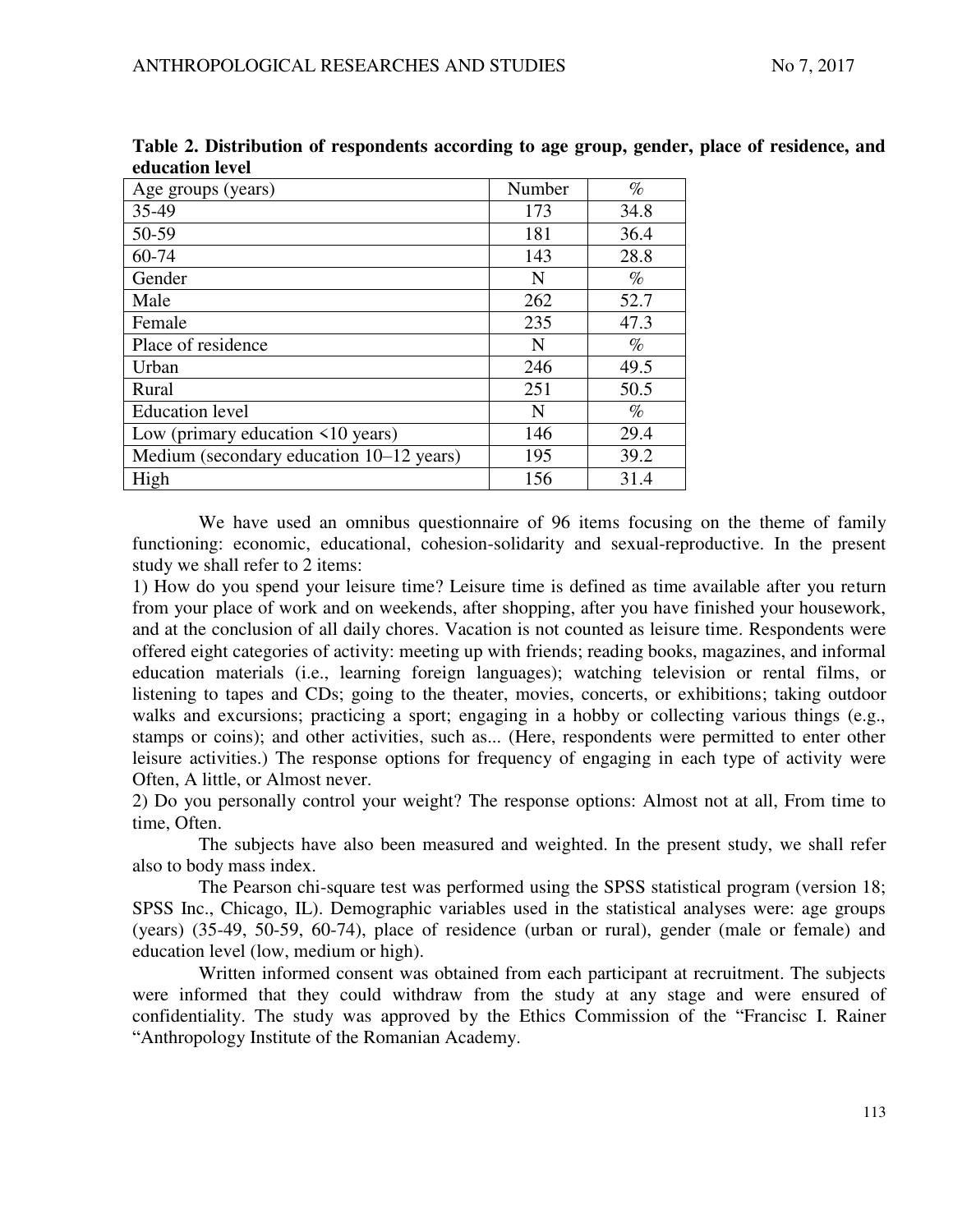**Table 2. Distribution of respondents according to age group, gender, place of residence, and education level**

| Age groups (years) | Number | % |
|---|---|---|
| 35-49 | 173 | 34.8 |
| 50-59 | 181 | 36.4 |
| 60-74 | 143 | 28.8 |
| Gender | N | % |
| Male | 262 | 52.7 |
| Female | 235 | 47.3 |
| Place of residence | N | % |
| Urban | 246 | 49.5 |
| Rural | 251 | 50.5 |
| Education level | N | % |
| Low (primary education <10 years) | 146 | 29.4 |
| Medium (secondary education 10–12 years) | 195 | 39.2 |
| High | 156 | 31.4 |

We have used an omnibus questionnaire of 96 items focusing on the theme of family functioning: economic, educational, cohesion-solidarity and sexual-reproductive. In the present study we shall refer to 2 items:

1) How do you spend your leisure time? Leisure time is defined as time available after you return from your place of work and on weekends, after shopping, after you have finished your housework, and at the conclusion of all daily chores. Vacation is not counted as leisure time. Respondents were offered eight categories of activity: meeting up with friends; reading books, magazines, and informal education materials (i.e., learning foreign languages); watching television or rental films, or listening to tapes and CDs; going to the theater, movies, concerts, or exhibitions; taking outdoor walks and excursions; practicing a sport; engaging in a hobby or collecting various things (e.g., stamps or coins); and other activities, such as... (Here, respondents were permitted to enter other leisure activities.) The response options for frequency of engaging in each type of activity were Often, A little, or Almost never.

2) Do you personally control your weight? The response options: Almost not at all, From time to time, Often.

The subjects have also been measured and weighted. In the present study, we shall refer also to body mass index.

The Pearson chi-square test was performed using the SPSS statistical program (version 18; SPSS Inc., Chicago, IL). Demographic variables used in the statistical analyses were: age groups (years) (35-49, 50-59, 60-74), place of residence (urban or rural), gender (male or female) and education level (low, medium or high).

Written informed consent was obtained from each participant at recruitment. The subjects were informed that they could withdraw from the study at any stage and were ensured of confidentiality. The study was approved by the Ethics Commission of the "Francisc I. Rainer "Anthropology Institute of the Romanian Academy.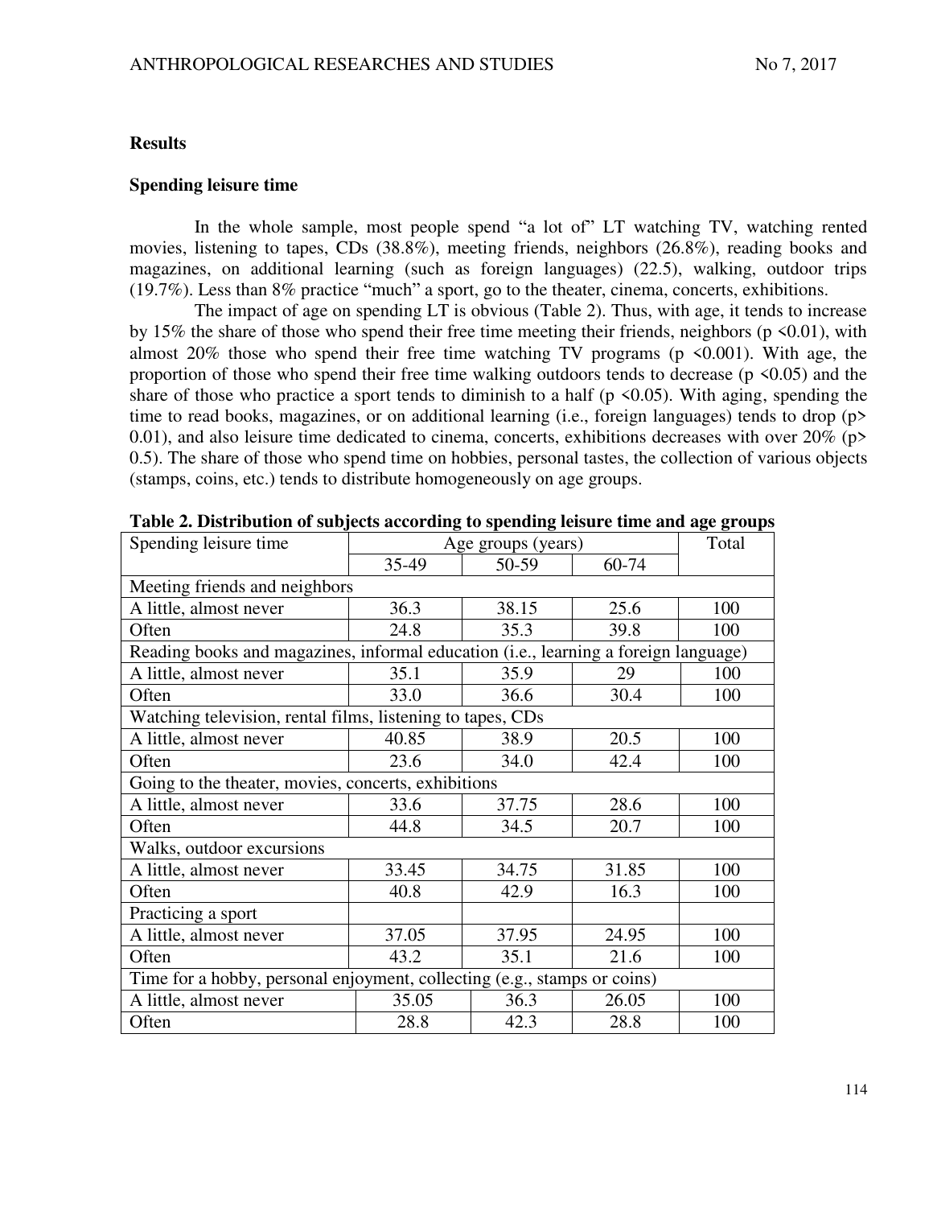## Results

### Spending leisure time

In the whole sample, most people spend "a lot of" LT watching TV, watching rented movies, listening to tapes, CDs (38.8%), meeting friends, neighbors (26.8%), reading books and magazines, on additional learning (such as foreign languages) (22.5), walking, outdoor trips (19.7%). Less than 8% practice "much" a sport, go to the theater, cinema, concerts, exhibitions.

The impact of age on spending LT is obvious (Table 2). Thus, with age, it tends to increase by 15% the share of those who spend their free time meeting their friends, neighbors ($p < 0.01$), with almost 20% those who spend their free time watching TV programs ($p < 0.001$). With age, the proportion of those who spend their free time walking outdoors tends to decrease ($p < 0.05$) and the share of those who practice a sport tends to diminish to a half ($p < 0.05$). With aging, spending the time to read books, magazines, or on additional learning (i.e., foreign languages) tends to drop ($p > 0.01$), and also leisure time dedicated to cinema, concerts, exhibitions decreases with over 20% ($p > 0.5$). The share of those who spend time on hobbies, personal tastes, the collection of various objects (stamps, coins, etc.) tends to distribute homogeneously on age groups.

**Table 2. Distribution of subjects according to spending leisure time and age groups**

| Spending leisure time | Age groups (years) | | | Total |
|---|---|---|---|---|
| | 35-49 | 50-59 | 60-74 | |
| Meeting friends and neighbors | | | | |
| A little, almost never | 36.3 | 38.15 | 25.6 | 100 |
| Often | 24.8 | 35.3 | 39.8 | 100 |
| Reading books and magazines, informal education (i.e., learning a foreign language) | | | | |
| A little, almost never | 35.1 | 35.9 | 29 | 100 |
| Often | 33.0 | 36.6 | 30.4 | 100 |
| Watching television, rental films, listening to tapes, CDs | | | | |
| A little, almost never | 40.85 | 38.9 | 20.5 | 100 |
| Often | 23.6 | 34.0 | 42.4 | 100 |
| Going to the theater, movies, concerts, exhibitions | | | | |
| A little, almost never | 33.6 | 37.75 | 28.6 | 100 |
| Often | 44.8 | 34.5 | 20.7 | 100 |
| Walks, outdoor excursions | | | | |
| A little, almost never | 33.45 | 34.75 | 31.85 | 100 |
| Often | 40.8 | 42.9 | 16.3 | 100 |
| Practicing a sport | | | | |
| A little, almost never | 37.05 | 37.95 | 24.95 | 100 |
| Often | 43.2 | 35.1 | 21.6 | 100 |
| Time for a hobby, personal enjoyment, collecting (e.g., stamps or coins) | | | | |
| A little, almost never | 35.05 | 36.3 | 26.05 | 100 |
| Often | 28.8 | 42.3 | 28.8 | 100 |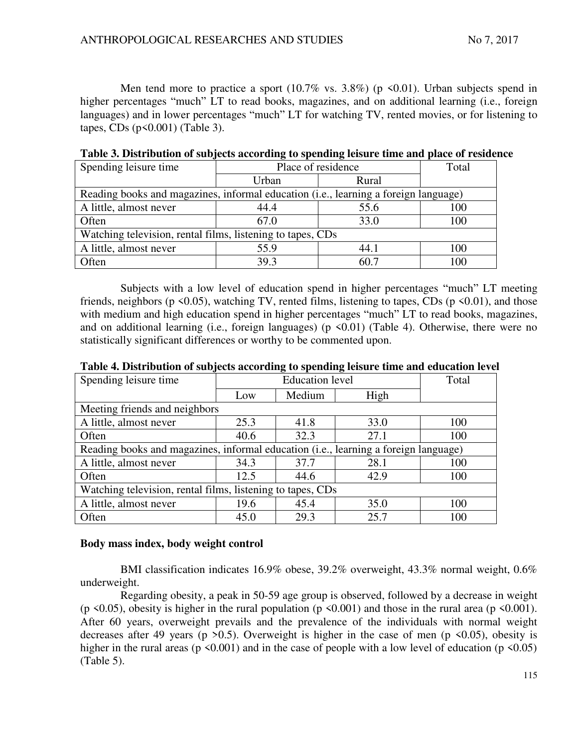Men tend more to practice a sport (10.7% vs. 3.8%) ($p < 0.01$). Urban subjects spend in higher percentages "much" LT to read books, magazines, and on additional learning (i.e., foreign languages) and in lower percentages "much" LT for watching TV, rented movies, or for listening to tapes, CDs ($p < 0.001$) (Table 3).

**Table 3. Distribution of subjects according to spending leisure time and place of residence**

| Spending leisure time | Place of residence | | Total |
|---|---|---|---|
| | Urban | Rural | |
| Reading books and magazines, informal education (i.e., learning a foreign language) | | | |
| A little, almost never | 44.4 | 55.6 | 100 |
| Often | 67.0 | 33.0 | 100 |
| Watching television, rental films, listening to tapes, CDs | | | |
| A little, almost never | 55.9 | 44.1 | 100 |
| Often | 39.3 | 60.7 | 100 |

Subjects with a low level of education spend in higher percentages "much" LT meeting friends, neighbors ($p < 0.05$), watching TV, rented films, listening to tapes, CDs ($p < 0.01$), and those with medium and high education spend in higher percentages "much" LT to read books, magazines, and on additional learning (i.e., foreign languages) ($p < 0.01$) (Table 4). Otherwise, there were no statistically significant differences or worthy to be commented upon.

**Table 4. Distribution of subjects according to spending leisure time and education level**

| Spending leisure time | Education level | | | Total |
|---|---|---|---|---|
| | Low | Medium | High | |
| Meeting friends and neighbors | | | | |
| A little, almost never | 25.3 | 41.8 | 33.0 | 100 |
| Often | 40.6 | 32.3 | 27.1 | 100 |
| Reading books and magazines, informal education (i.e., learning a foreign language) | | | | |
| A little, almost never | 34.3 | 37.7 | 28.1 | 100 |
| Often | 12.5 | 44.6 | 42.9 | 100 |
| Watching television, rental films, listening to tapes, CDs | | | | |
| A little, almost never | 19.6 | 45.4 | 35.0 | 100 |
| Often | 45.0 | 29.3 | 25.7 | 100 |

**Body mass index, body weight control**

BMI classification indicates 16.9% obese, 39.2% overweight, 43.3% normal weight, 0.6% underweight.

Regarding obesity, a peak in 50-59 age group is observed, followed by a decrease in weight ($p < 0.05$), obesity is higher in the rural population ($p < 0.001$) and those in the rural area ($p < 0.001$). After 60 years, overweight prevails and the prevalence of the individuals with normal weight decreases after 49 years ($p > 0.5$). Overweight is higher in the case of men ($p < 0.05$), obesity is higher in the rural areas ($p < 0.001$) and in the case of people with a low level of education ($p < 0.05$) (Table 5).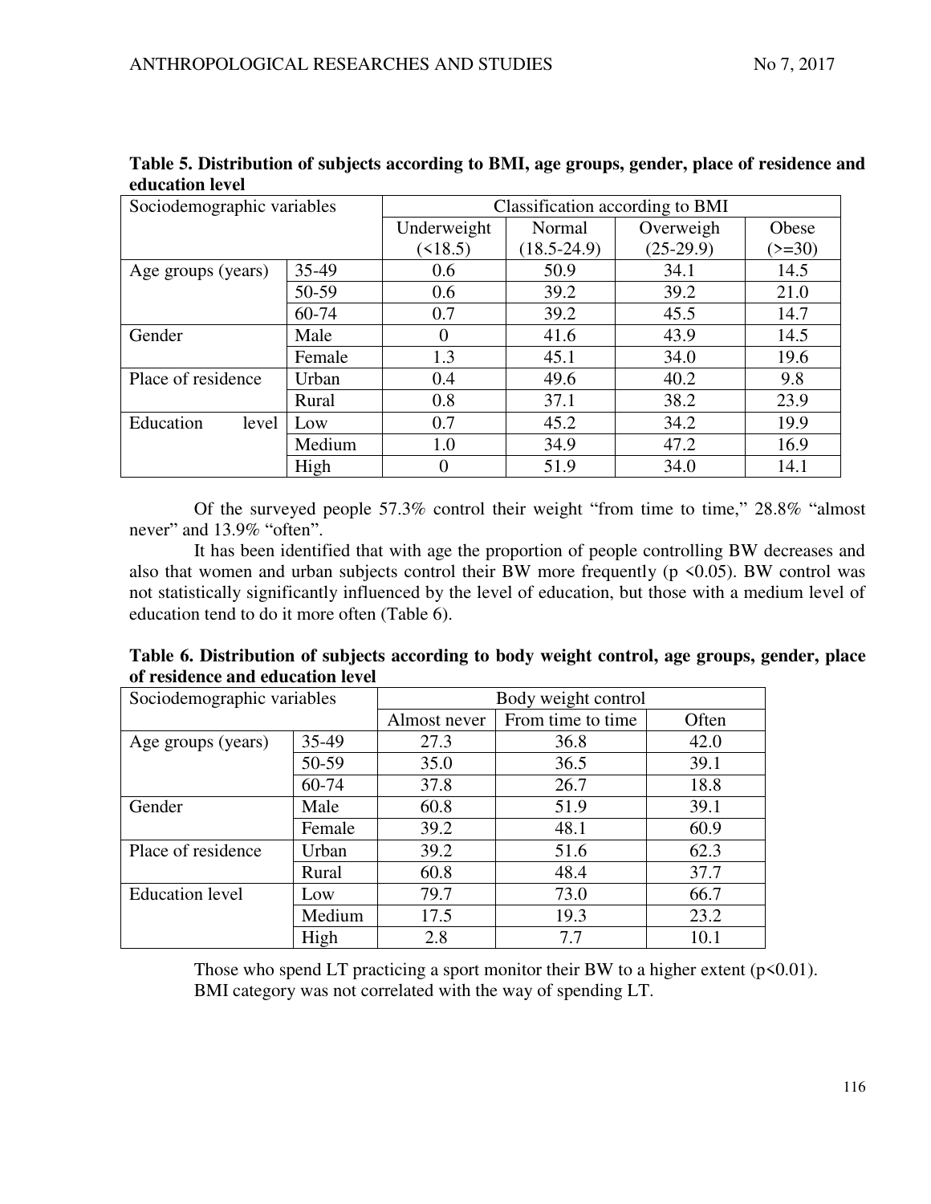**Table 5. Distribution of subjects according to BMI, age groups, gender, place of residence and education level**

| Sociodemographic variables | | Classification according to BMI | | | |
|---|---|---|---|---|---|
| | | Underweight (<18.5) | Normal (18.5-24.9) | Overweigh (25-29.9) | Obese (>=30) |
| Age groups (years) | 35-49 | 0.6 | 50.9 | 34.1 | 14.5 |
| | 50-59 | 0.6 | 39.2 | 39.2 | 21.0 |
| | 60-74 | 0.7 | 39.2 | 45.5 | 14.7 |
| Gender | Male | 0 | 41.6 | 43.9 | 14.5 |
| | Female | 1.3 | 45.1 | 34.0 | 19.6 |
| Place of residence | Urban | 0.4 | 49.6 | 40.2 | 9.8 |
| | Rural | 0.8 | 37.1 | 38.2 | 23.9 |
| Education level | Low | 0.7 | 45.2 | 34.2 | 19.9 |
| | Medium | 1.0 | 34.9 | 47.2 | 16.9 |
| | High | 0 | 51.9 | 34.0 | 14.1 |

Of the surveyed people 57.3% control their weight "from time to time," 28.8% "almost never" and 13.9% "often".

It has been identified that with age the proportion of people controlling BW decreases and also that women and urban subjects control their BW more frequently ($p < 0.05$). BW control was not statistically significantly influenced by the level of education, but those with a medium level of education tend to do it more often (Table 6).

**Table 6. Distribution of subjects according to body weight control, age groups, gender, place of residence and education level**

| Sociodemographic variables | | Body weight control | | |
|---|---|---|---|---|
| | | Almost never | From time to time | Often |
| Age groups (years) | 35-49 | 27.3 | 36.8 | 42.0 |
| | 50-59 | 35.0 | 36.5 | 39.1 |
| | 60-74 | 37.8 | 26.7 | 18.8 |
| Gender | Male | 60.8 | 51.9 | 39.1 |
| | Female | 39.2 | 48.1 | 60.9 |
| Place of residence | Urban | 39.2 | 51.6 | 62.3 |
| | Rural | 60.8 | 48.4 | 37.7 |
| Education level | Low | 79.7 | 73.0 | 66.7 |
| | Medium | 17.5 | 19.3 | 23.2 |
| | High | 2.8 | 7.7 | 10.1 |

Those who spend LT practicing a sport monitor their BW to a higher extent ($p<0.01$).
BMI category was not correlated with the way of spending LT.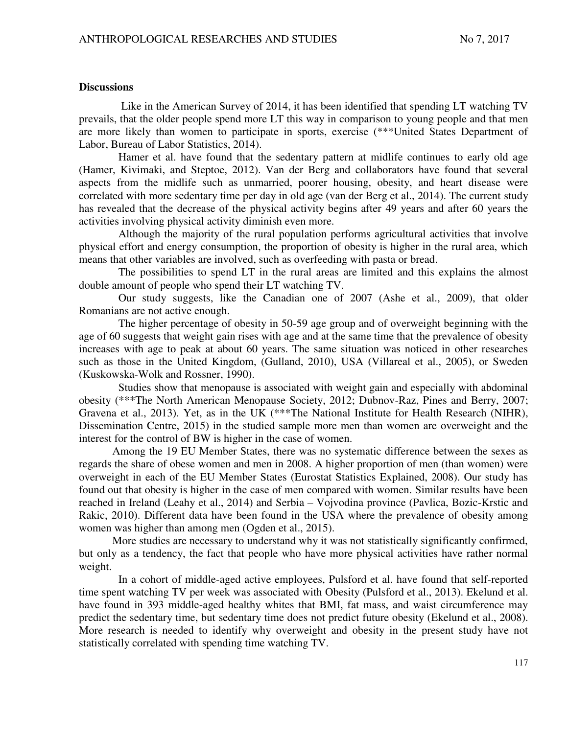**Discussions**

Like in the American Survey of 2014, it has been identified that spending LT watching TV prevails, that the older people spend more LT this way in comparison to young people and that men are more likely than women to participate in sports, exercise (***United States Department of Labor, Bureau of Labor Statistics, 2014).

Hamer et al. have found that the sedentary pattern at midlife continues to early old age (Hamer, Kivimaki, and Steptoe, 2012). Van der Berg and collaborators have found that several aspects from the midlife such as unmarried, poorer housing, obesity, and heart disease were correlated with more sedentary time per day in old age (van der Berg et al., 2014). The current study has revealed that the decrease of the physical activity begins after 49 years and after 60 years the activities involving physical activity diminish even more.

Although the majority of the rural population performs agricultural activities that involve physical effort and energy consumption, the proportion of obesity is higher in the rural area, which means that other variables are involved, such as overfeeding with pasta or bread.

The possibilities to spend LT in the rural areas are limited and this explains the almost double amount of people who spend their LT watching TV.

Our study suggests, like the Canadian one of 2007 (Ashe et al., 2009), that older Romanians are not active enough.

The higher percentage of obesity in 50-59 age group and of overweight beginning with the age of 60 suggests that weight gain rises with age and at the same time that the prevalence of obesity increases with age to peak at about 60 years. The same situation was noticed in other researches such as those in the United Kingdom, (Gulland, 2010), USA (Villareal et al., 2005), or Sweden (Kuskowska-Wolk and Rossner, 1990).

Studies show that menopause is associated with weight gain and especially with abdominal obesity (***The North American Menopause Society, 2012; Dubnov-Raz, Pines and Berry, 2007; Gravena et al., 2013). Yet, as in the UK (***The National Institute for Health Research (NIHR), Dissemination Centre, 2015) in the studied sample more men than women are overweight and the interest for the control of BW is higher in the case of women.

Among the 19 EU Member States, there was no systematic difference between the sexes as regards the share of obese women and men in 2008. A higher proportion of men (than women) were overweight in each of the EU Member States (Eurostat Statistics Explained, 2008). Our study has found out that obesity is higher in the case of men compared with women. Similar results have been reached in Ireland (Leahy et al., 2014) and Serbia – Vojvodina province (Pavlica, Bozic-Krstic and Rakic, 2010). Different data have been found in the USA where the prevalence of obesity among women was higher than among men (Ogden et al., 2015).

More studies are necessary to understand why it was not statistically significantly confirmed, but only as a tendency, the fact that people who have more physical activities have rather normal weight.

In a cohort of middle-aged active employees, Pulsford et al. have found that self-reported time spent watching TV per week was associated with Obesity (Pulsford et al., 2013). Ekelund et al. have found in 393 middle-aged healthy whites that BMI, fat mass, and waist circumference may predict the sedentary time, but sedentary time does not predict future obesity (Ekelund et al., 2008). More research is needed to identify why overweight and obesity in the present study have not statistically correlated with spending time watching TV.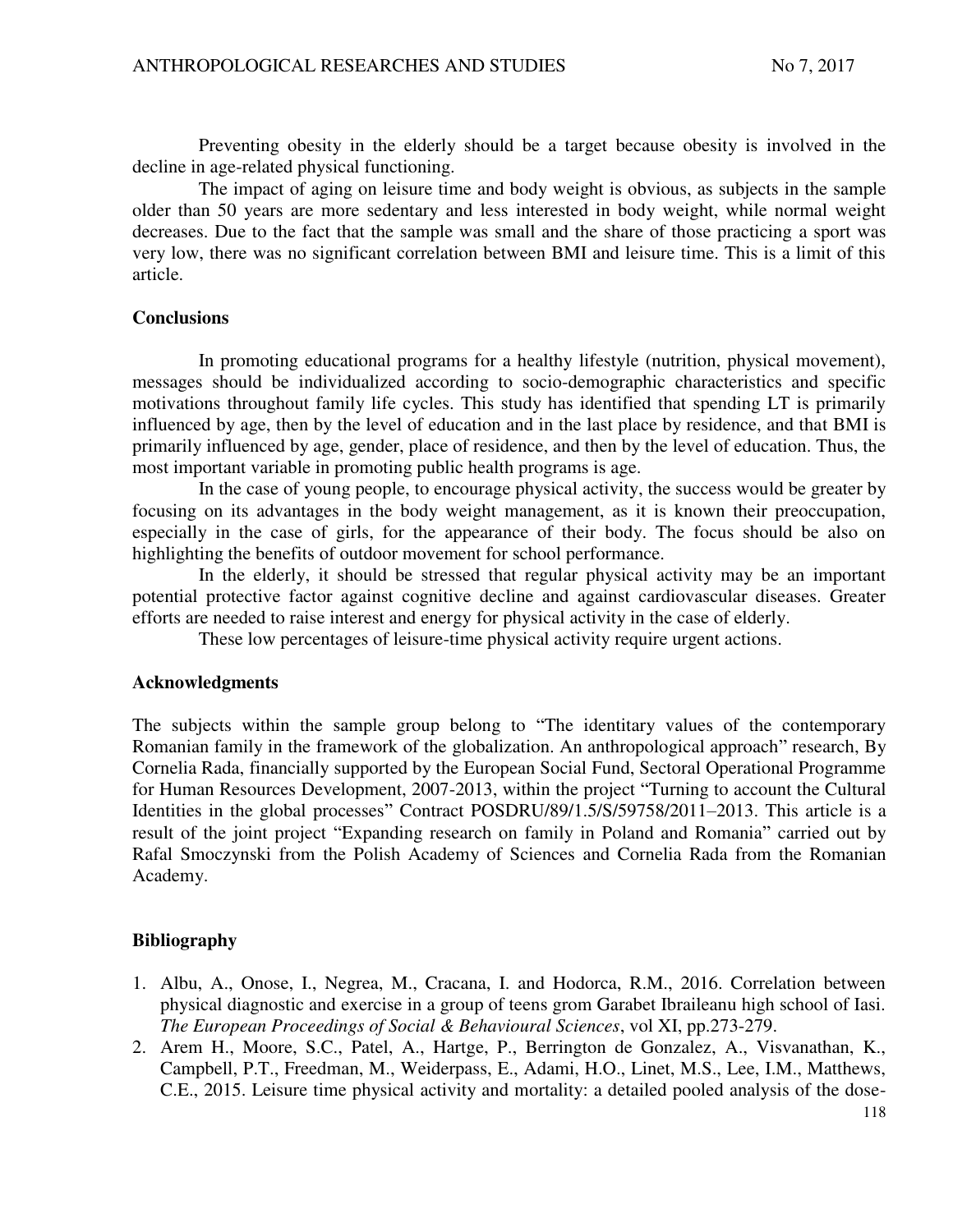Preventing obesity in the elderly should be a target because obesity is involved in the decline in age-related physical functioning.

The impact of aging on leisure time and body weight is obvious, as subjects in the sample older than 50 years are more sedentary and less interested in body weight, while normal weight decreases. Due to the fact that the sample was small and the share of those practicing a sport was very low, there was no significant correlation between BMI and leisure time. This is a limit of this article.

## Conclusions

In promoting educational programs for a healthy lifestyle (nutrition, physical movement), messages should be individualized according to socio-demographic characteristics and specific motivations throughout family life cycles. This study has identified that spending LT is primarily influenced by age, then by the level of education and in the last place by residence, and that BMI is primarily influenced by age, gender, place of residence, and then by the level of education. Thus, the most important variable in promoting public health programs is age.

In the case of young people, to encourage physical activity, the success would be greater by focusing on its advantages in the body weight management, as it is known their preoccupation, especially in the case of girls, for the appearance of their body. The focus should be also on highlighting the benefits of outdoor movement for school performance.

In the elderly, it should be stressed that regular physical activity may be an important potential protective factor against cognitive decline and against cardiovascular diseases. Greater efforts are needed to raise interest and energy for physical activity in the case of elderly.

These low percentages of leisure-time physical activity require urgent actions.

## Acknowledgments

The subjects within the sample group belong to "The identitary values of the contemporary Romanian family in the framework of the globalization. An anthropological approach" research, By Cornelia Rada, financially supported by the European Social Fund, Sectoral Operational Programme for Human Resources Development, 2007-2013, within the project "Turning to account the Cultural Identities in the global processes" Contract POSDRU/89/1.5/S/59758/2011–2013. This article is a result of the joint project "Expanding research on family in Poland and Romania" carried out by Rafal Smoczynski from the Polish Academy of Sciences and Cornelia Rada from the Romanian Academy.

## Bibliography

1. Albu, A., Onose, I., Negrea, M., Cracana, I. and Hodorca, R.M., 2016. Correlation between physical diagnostic and exercise in a group of teens grom Garabet Ibraileanu high school of Iasi. *The European Proceedings of Social & Behavioural Sciences*, vol XI, pp.273-279.
2. Arem H., Moore, S.C., Patel, A., Hartge, P., Berrington de Gonzalez, A., Visvanathan, K., Campbell, P.T., Freedman, M., Weiderpass, E., Adami, H.O., Linet, M.S., Lee, I.M., Matthews, C.E., 2015. Leisure time physical activity and mortality: a detailed pooled analysis of the dose-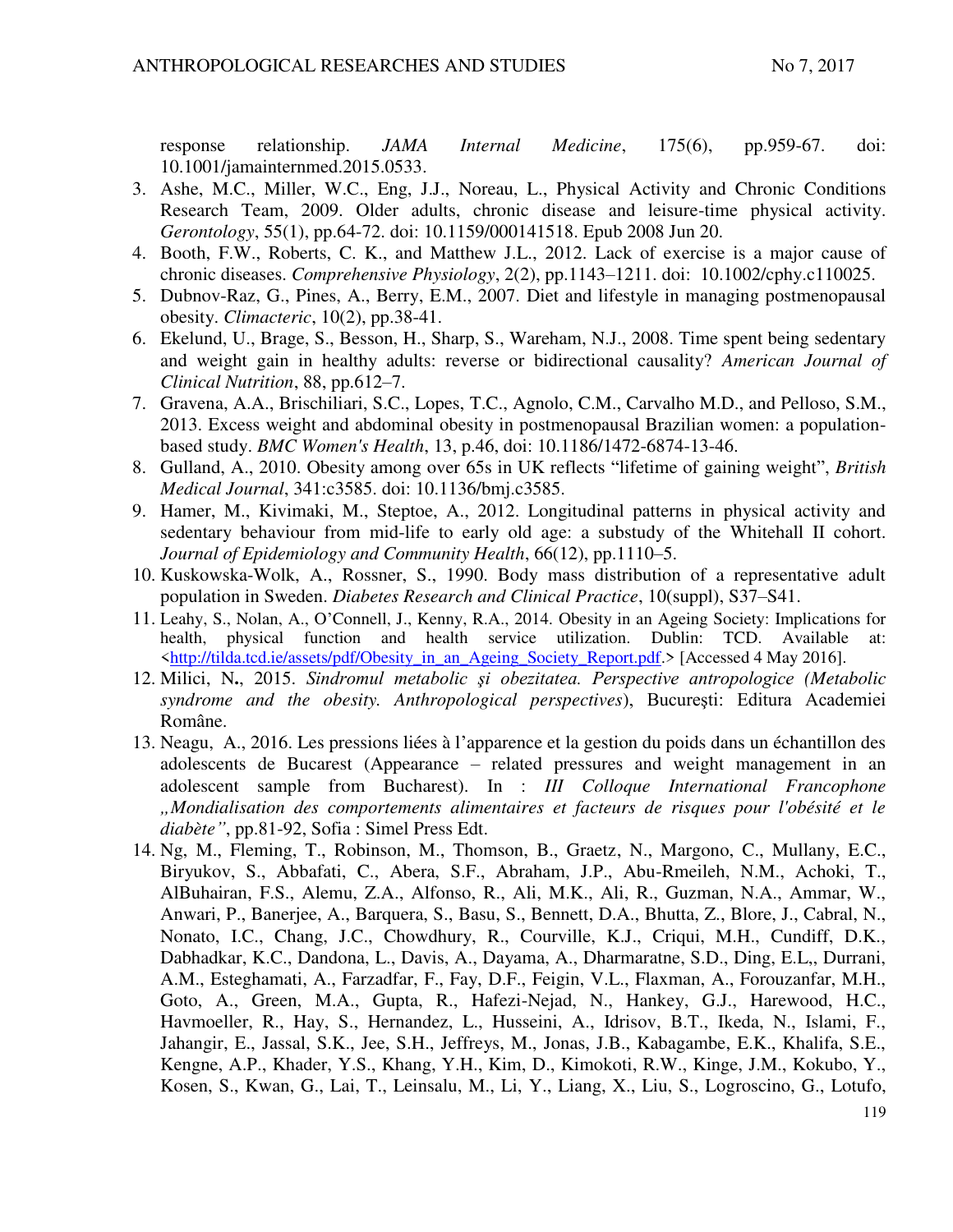response relationship. *JAMA Internal Medicine*, 175(6), pp.959-67. doi: 10.1001/jamainternmed.2015.0533.

3. Ashe, M.C., Miller, W.C., Eng, J.J., Noreau, L., Physical Activity and Chronic Conditions Research Team, 2009. Older adults, chronic disease and leisure-time physical activity. *Gerontology*, 55(1), pp.64-72. doi: 10.1159/000141518. Epub 2008 Jun 20.
4. Booth, F.W., Roberts, C. K., and Matthew J.L., 2012. Lack of exercise is a major cause of chronic diseases. *Comprehensive Physiology*, 2(2), pp.1143–1211. doi: 10.1002/cphy.c110025.
5. Dubnov-Raz, G., Pines, A., Berry, E.M., 2007. Diet and lifestyle in managing postmenopausal obesity. *Climacteric*, 10(2), pp.38-41.
6. Ekelund, U., Brage, S., Besson, H., Sharp, S., Wareham, N.J., 2008. Time spent being sedentary and weight gain in healthy adults: reverse or bidirectional causality? *American Journal of Clinical Nutrition*, 88, pp.612–7.
7. Gravena, A.A., Brischiliari, S.C., Lopes, T.C., Agnolo, C.M., Carvalho M.D., and Pelloso, S.M., 2013. Excess weight and abdominal obesity in postmenopausal Brazilian women: a population-based study. *BMC Women's Health*, 13, p.46, doi: 10.1186/1472-6874-13-46.
8. Gulland, A., 2010. Obesity among over 65s in UK reflects "lifetime of gaining weight", *British Medical Journal*, 341:c3585. doi: 10.1136/bmj.c3585.
9. Hamer, M., Kivimaki, M., Steptoe, A., 2012. Longitudinal patterns in physical activity and sedentary behaviour from mid-life to early old age: a substudy of the Whitehall II cohort. *Journal of Epidemiology and Community Health*, 66(12), pp.1110–5.
10. Kuskowska-Wolk, A., Rossner, S., 1990. Body mass distribution of a representative adult population in Sweden. *Diabetes Research and Clinical Practice*, 10(suppl), S37–S41.
11. Leahy, S., Nolan, A., O'Connell, J., Kenny, R.A., 2014. Obesity in an Ageing Society: Implications for health, physical function and health service utilization. Dublin: TCD. Available at: <http://tilda.tcd.ie/assets/pdf/Obesity_in_an_Ageing_Society_Report.pdf.> [Accessed 4 May 2016].
12. Milici, N**.**, 2015. *Sindromul metabolic şi obezitatea. Perspective antropologice (Metabolic syndrome and the obesity. Anthropological perspectives)*, Bucureşti: Editura Academiei Române.
13. Neagu, A., 2016. Les pressions liées à l'apparence et la gestion du poids dans un échantillon des adolescents de Bucarest (Appearance – related pressures and weight management in an adolescent sample from Bucharest). In : *III Colloque International Francophone „Mondialisation des comportements alimentaires et facteurs de risques pour l'obésité et le diabète"*, pp.81-92, Sofia : Simel Press Edt.
14. Ng, M., Fleming, T., Robinson, M., Thomson, B., Graetz, N., Margono, C., Mullany, E.C., Biryukov, S., Abbafati, C., Abera, S.F., Abraham, J.P., Abu-Rmeileh, N.M., Achoki, T., AlBuhairan, F.S., Alemu, Z.A., Alfonso, R., Ali, M.K., Ali, R., Guzman, N.A., Ammar, W., Anwari, P., Banerjee, A., Barquera, S., Basu, S., Bennett, D.A., Bhutta, Z., Blore, J., Cabral, N., Nonato, I.C., Chang, J.C., Chowdhury, R., Courville, K.J., Criqui, M.H., Cundiff, D.K., Dabhadkar, K.C., Dandona, L., Davis, A., Dayama, A., Dharmaratne, S.D., Ding, E.L,, Durrani, A.M., Esteghamati, A., Farzadfar, F., Fay, D.F., Feigin, V.L., Flaxman, A., Forouzanfar, M.H., Goto, A., Green, M.A., Gupta, R., Hafezi-Nejad, N., Hankey, G.J., Harewood, H.C., Havmoeller, R., Hay, S., Hernandez, L., Husseini, A., Idrisov, B.T., Ikeda, N., Islami, F., Jahangir, E., Jassal, S.K., Jee, S.H., Jeffreys, M., Jonas, J.B., Kabagambe, E.K., Khalifa, S.E., Kengne, A.P., Khader, Y.S., Khang, Y.H., Kim, D., Kimokoti, R.W., Kinge, J.M., Kokubo, Y., Kosen, S., Kwan, G., Lai, T., Leinsalu, M., Li, Y., Liang, X., Liu, S., Logroscino, G., Lotufo,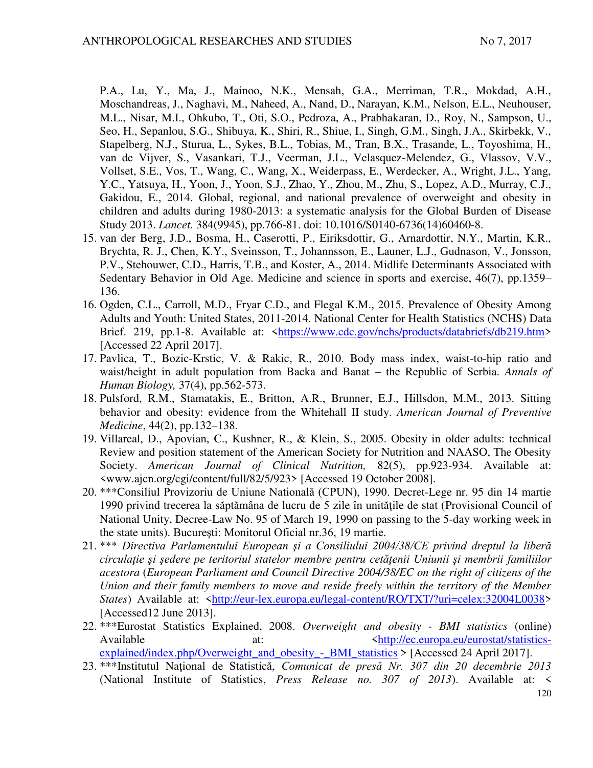P.A., Lu, Y., Ma, J., Mainoo, N.K., Mensah, G.A., Merriman, T.R., Mokdad, A.H., Moschandreas, J., Naghavi, M., Naheed, A., Nand, D., Narayan, K.M., Nelson, E.L., Neuhouser, M.L., Nisar, M.I., Ohkubo, T., Oti, S.O., Pedroza, A., Prabhakaran, D., Roy, N., Sampson, U., Seo, H., Sepanlou, S.G., Shibuya, K., Shiri, R., Shiue, I., Singh, G.M., Singh, J.A., Skirbekk, V., Stapelberg, N.J., Sturua, L., Sykes, B.L., Tobias, M., Tran, B.X., Trasande, L., Toyoshima, H., van de Vijver, S., Vasankari, T.J., Veerman, J.L., Velasquez-Melendez, G., Vlassov, V.V., Vollset, S.E., Vos, T., Wang, C., Wang, X., Weiderpass, E., Werdecker, A., Wright, J.L., Yang, Y.C., Yatsuya, H., Yoon, J., Yoon, S.J., Zhao, Y., Zhou, M., Zhu, S., Lopez, A.D., Murray, C.J., Gakidou, E., 2014. Global, regional, and national prevalence of overweight and obesity in children and adults during 1980-2013: a systematic analysis for the Global Burden of Disease Study 2013. *Lancet.* 384(9945), pp.766-81. doi: 10.1016/S0140-6736(14)60460-8.

15. van der Berg, J.D., Bosma, H., Caserotti, P., Eiriksdottir, G., Arnardottir, N.Y., Martin, K.R., Brychta, R. J., Chen, K.Y., Sveinsson, T., Johannsson, E., Launer, L.J., Gudnason, V., Jonsson, P.V., Stehouwer, C.D., Harris, T.B., and Koster, A., 2014. Midlife Determinants Associated with Sedentary Behavior in Old Age. Medicine and science in sports and exercise, 46(7), pp.1359–136.
16. Ogden, C.L., Carroll, M.D., Fryar C.D., and Flegal K.M., 2015. Prevalence of Obesity Among Adults and Youth: United States, 2011-2014. National Center for Health Statistics (NCHS) Data Brief. 219, pp.1-8. Available at: <https://www.cdc.gov/nchs/products/databriefs/db219.htm> [Accessed 22 April 2017].
17. Pavlica, T., Bozic-Krstic, V. & Rakic, R., 2010. Body mass index, waist-to-hip ratio and waist/height in adult population from Backa and Banat – the Republic of Serbia. *Annals of Human Biology,* 37(4), pp.562-573.
18. Pulsford, R.M., Stamatakis, E., Britton, A.R., Brunner, E.J., Hillsdon, M.M., 2013. Sitting behavior and obesity: evidence from the Whitehall II study. *American Journal of Preventive Medicine*, 44(2), pp.132–138.
19. Villareal, D., Apovian, C., Kushner, R., & Klein, S., 2005. Obesity in older adults: technical Review and position statement of the American Society for Nutrition and NAASO, The Obesity Society. *American Journal of Clinical Nutrition,* 82(5), pp.923-934. Available at: <www.ajcn.org/cgi/content/full/82/5/923> [Accessed 19 October 2008].
20. ***Consiliul Provizoriu de Uniune Natională (CPUN), 1990. Decret-Lege nr. 95 din 14 martie 1990 privind trecerea la săptămâna de lucru de 5 zile în unităţile de stat (Provisional Council of National Unity, Decree-Law No. 95 of March 19, 1990 on passing to the 5-day working week in the state units). Bucureşti: Monitorul Oficial nr.36, 19 martie.
21. *** *Directiva Parlamentului European şi a Consiliului 2004/38/CE privind dreptul la liberă circulaţie şi şedere pe teritoriul statelor membre pentru cetăţenii Uniunii şi membrii familiilor acestora* (*European Parliament and Council Directive 2004/38/EC on the right of citizens of the Union and their family members to move and reside freely within the territory of the Member States*) Available at: <http://eur-lex.europa.eu/legal-content/RO/TXT/?uri=celex:32004L0038> [Accessed12 June 2013].
22. ***Eurostat Statistics Explained, 2008. *Overweight and obesity - BMI statistics* (online) Available at: <http://ec.europa.eu/eurostat/statistics-explained/index.php/Overweight_and_obesity_-_BMI_statistics > [Accessed 24 April 2017].
23. ***Institutul Naţional de Statistică, *Comunicat de presă Nr. 307 din 20 decembrie 2013* (National Institute of Statistics, *Press Release no. 307 of 2013*). Available at: <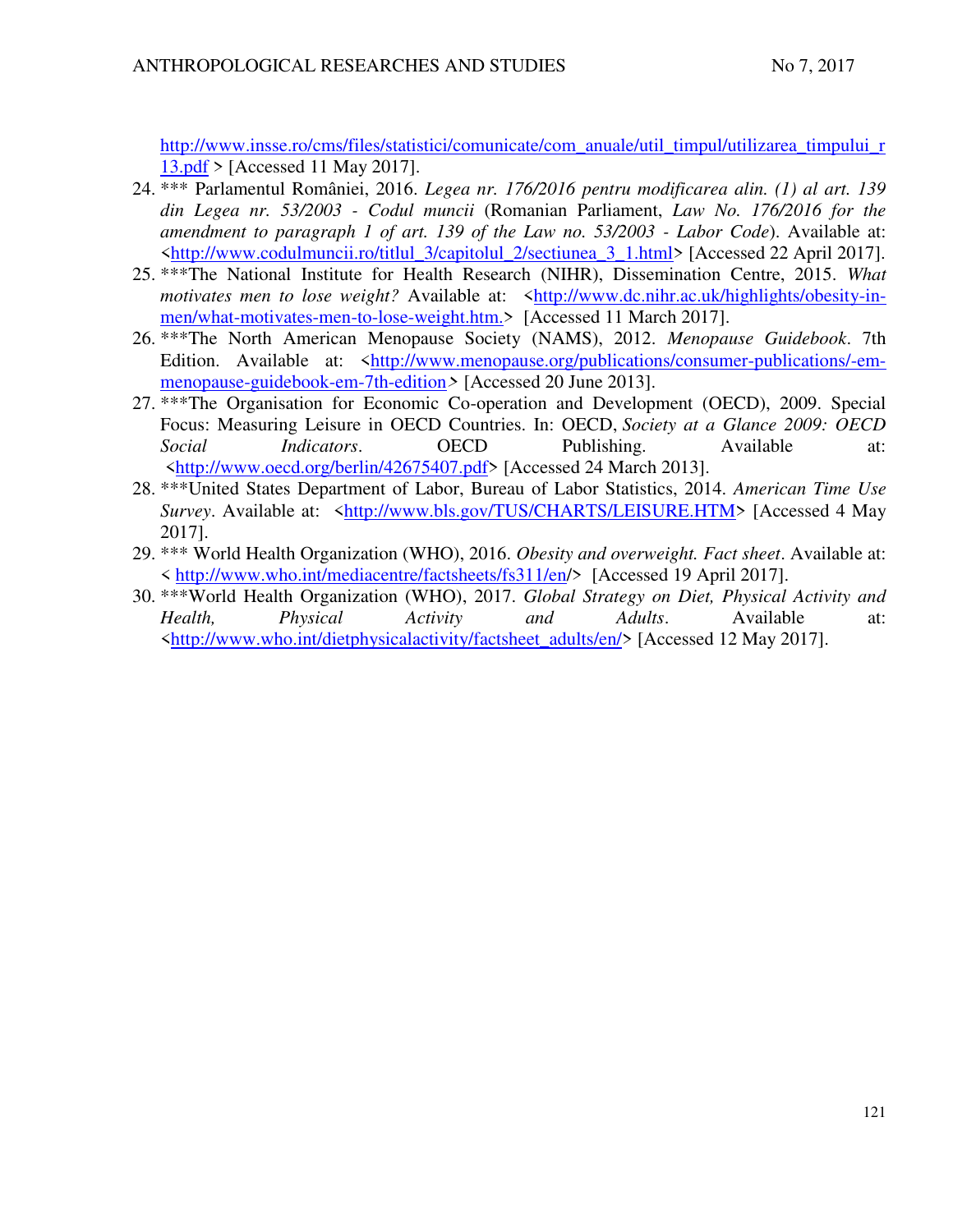http://www.insse.ro/cms/files/statistici/comunicate/com_anuale/util_timpul/utilizarea_timpului_r13.pdf > [Accessed 11 May 2017].

24. *** Parlamentul României, 2016. *Legea nr. 176/2016 pentru modificarea alin. (1) al art. 139 din Legea nr. 53/2003 - Codul muncii* (Romanian Parliament, *Law No. 176/2016 for the amendment to paragraph 1 of art. 139 of the Law no. 53/2003 - Labor Code*). Available at: <http://www.codulmuncii.ro/titlul_3/capitolul_2/sectiunea_3_1.html> [Accessed 22 April 2017].
25. ***The National Institute for Health Research (NIHR), Dissemination Centre, 2015. *What motivates men to lose weight?* Available at: <http://www.dc.nihr.ac.uk/highlights/obesity-in-men/what-motivates-men-to-lose-weight.htm.> [Accessed 11 March 2017].
26. ***The North American Menopause Society (NAMS), 2012. *Menopause Guidebook*. 7th Edition. Available at: <http://www.menopause.org/publications/consumer-publications/-em-menopause-guidebook-em-7th-edition> [Accessed 20 June 2013].
27. ***The Organisation for Economic Co-operation and Development (OECD), 2009. Special Focus: Measuring Leisure in OECD Countries. In: OECD, *Society at a Glance 2009: OECD Social Indicators*. OECD Publishing. Available at: <http://www.oecd.org/berlin/42675407.pdf> [Accessed 24 March 2013].
28. ***United States Department of Labor, Bureau of Labor Statistics, 2014. *American Time Use Survey*. Available at: <http://www.bls.gov/TUS/CHARTS/LEISURE.HTM> [Accessed 4 May 2017].
29. *** World Health Organization (WHO), 2016. *Obesity and overweight. Fact sheet*. Available at: < http://www.who.int/mediacentre/factsheets/fs311/en/> [Accessed 19 April 2017].
30. ***World Health Organization (WHO), 2017. *Global Strategy on Diet, Physical Activity and Health, Physical Activity and Adults*. Available at: <http://www.who.int/dietphysicalactivity/factsheet_adults/en/> [Accessed 12 May 2017].